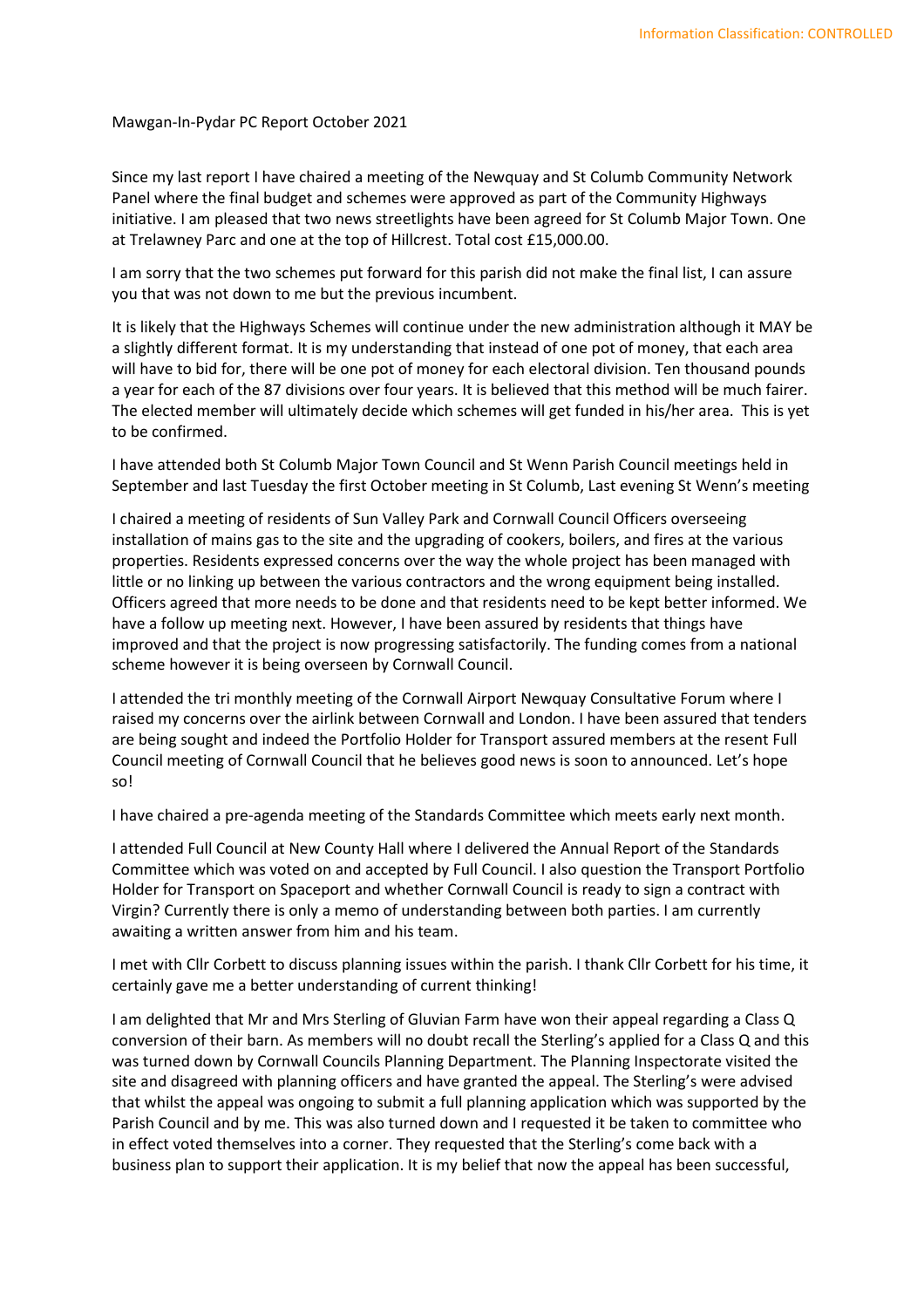Mawgan-In-Pydar PC Report October 2021

Since my last report I have chaired a meeting of the Newquay and St Columb Community Network Panel where the final budget and schemes were approved as part of the Community Highways initiative. I am pleased that two news streetlights have been agreed for St Columb Major Town. One at Trelawney Parc and one at the top of Hillcrest. Total cost £15,000.00.

I am sorry that the two schemes put forward for this parish did not make the final list, I can assure you that was not down to me but the previous incumbent.

It is likely that the Highways Schemes will continue under the new administration although it MAY be a slightly different format. It is my understanding that instead of one pot of money, that each area will have to bid for, there will be one pot of money for each electoral division. Ten thousand pounds a year for each of the 87 divisions over four years. It is believed that this method will be much fairer. The elected member will ultimately decide which schemes will get funded in his/her area. This is yet to be confirmed.

I have attended both St Columb Major Town Council and St Wenn Parish Council meetings held in September and last Tuesday the first October meeting in St Columb, Last evening St Wenn's meeting

I chaired a meeting of residents of Sun Valley Park and Cornwall Council Officers overseeing installation of mains gas to the site and the upgrading of cookers, boilers, and fires at the various properties. Residents expressed concerns over the way the whole project has been managed with little or no linking up between the various contractors and the wrong equipment being installed. Officers agreed that more needs to be done and that residents need to be kept better informed. We have a follow up meeting next. However, I have been assured by residents that things have improved and that the project is now progressing satisfactorily. The funding comes from a national scheme however it is being overseen by Cornwall Council.

I attended the tri monthly meeting of the Cornwall Airport Newquay Consultative Forum where I raised my concerns over the airlink between Cornwall and London. I have been assured that tenders are being sought and indeed the Portfolio Holder for Transport assured members at the resent Full Council meeting of Cornwall Council that he believes good news is soon to announced. Let's hope so!

I have chaired a pre-agenda meeting of the Standards Committee which meets early next month.

I attended Full Council at New County Hall where I delivered the Annual Report of the Standards Committee which was voted on and accepted by Full Council. I also question the Transport Portfolio Holder for Transport on Spaceport and whether Cornwall Council is ready to sign a contract with Virgin? Currently there is only a memo of understanding between both parties. I am currently awaiting a written answer from him and his team.

I met with Cllr Corbett to discuss planning issues within the parish. I thank Cllr Corbett for his time, it certainly gave me a better understanding of current thinking!

I am delighted that Mr and Mrs Sterling of Gluvian Farm have won their appeal regarding a Class Q conversion of their barn. As members will no doubt recall the Sterling's applied for a Class Q and this was turned down by Cornwall Councils Planning Department. The Planning Inspectorate visited the site and disagreed with planning officers and have granted the appeal. The Sterling's were advised that whilst the appeal was ongoing to submit a full planning application which was supported by the Parish Council and by me. This was also turned down and I requested it be taken to committee who in effect voted themselves into a corner. They requested that the Sterling's come back with a business plan to support their application. It is my belief that now the appeal has been successful,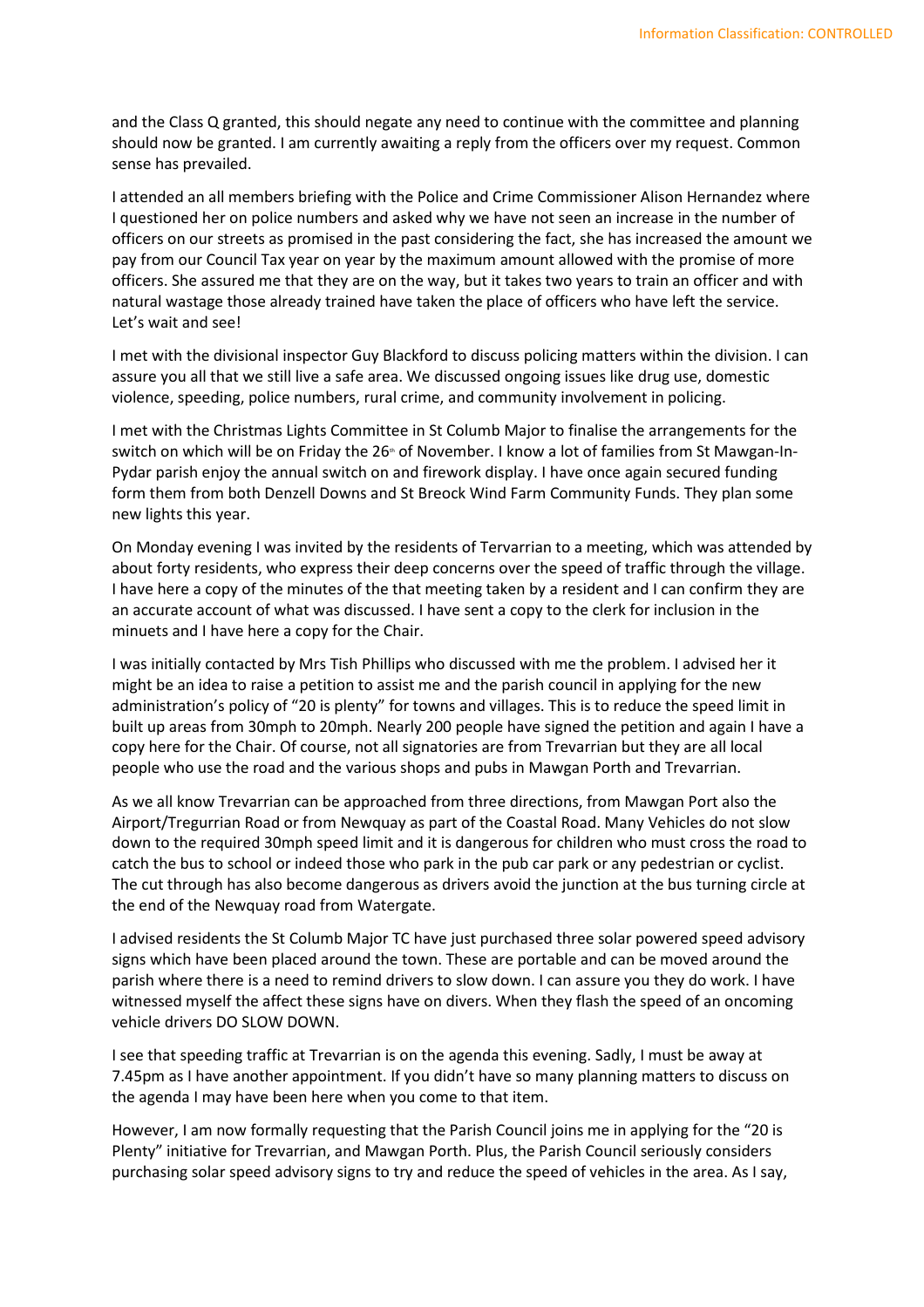and the Class Q granted, this should negate any need to continue with the committee and planning should now be granted. I am currently awaiting a reply from the officers over my request. Common sense has prevailed.

I attended an all members briefing with the Police and Crime Commissioner Alison Hernandez where I questioned her on police numbers and asked why we have not seen an increase in the number of officers on our streets as promised in the past considering the fact, she has increased the amount we pay from our Council Tax year on year by the maximum amount allowed with the promise of more officers. She assured me that they are on the way, but it takes two years to train an officer and with natural wastage those already trained have taken the place of officers who have left the service. Let's wait and see!

I met with the divisional inspector Guy Blackford to discuss policing matters within the division. I can assure you all that we still live a safe area. We discussed ongoing issues like drug use, domestic violence, speeding, police numbers, rural crime, and community involvement in policing.

I met with the Christmas Lights Committee in St Columb Major to finalise the arrangements for the switch on which will be on Friday the 26th of November. I know a lot of families from St Mawgan-In-Pydar parish enjoy the annual switch on and firework display. I have once again secured funding form them from both Denzell Downs and St Breock Wind Farm Community Funds. They plan some new lights this year.

On Monday evening I was invited by the residents of Tervarrian to a meeting, which was attended by about forty residents, who express their deep concerns over the speed of traffic through the village. I have here a copy of the minutes of the that meeting taken by a resident and I can confirm they are an accurate account of what was discussed. I have sent a copy to the clerk for inclusion in the minuets and I have here a copy for the Chair.

I was initially contacted by Mrs Tish Phillips who discussed with me the problem. I advised her it might be an idea to raise a petition to assist me and the parish council in applying for the new administration's policy of "20 is plenty" for towns and villages. This is to reduce the speed limit in built up areas from 30mph to 20mph. Nearly 200 people have signed the petition and again I have a copy here for the Chair. Of course, not all signatories are from Trevarrian but they are all local people who use the road and the various shops and pubs in Mawgan Porth and Trevarrian.

As we all know Trevarrian can be approached from three directions, from Mawgan Port also the Airport/Tregurrian Road or from Newquay as part of the Coastal Road. Many Vehicles do not slow down to the required 30mph speed limit and it is dangerous for children who must cross the road to catch the bus to school or indeed those who park in the pub car park or any pedestrian or cyclist. The cut through has also become dangerous as drivers avoid the junction at the bus turning circle at the end of the Newquay road from Watergate.

I advised residents the St Columb Major TC have just purchased three solar powered speed advisory signs which have been placed around the town. These are portable and can be moved around the parish where there is a need to remind drivers to slow down. I can assure you they do work. I have witnessed myself the affect these signs have on divers. When they flash the speed of an oncoming vehicle drivers DO SLOW DOWN.

I see that speeding traffic at Trevarrian is on the agenda this evening. Sadly, I must be away at 7.45pm as I have another appointment. If you didn't have so many planning matters to discuss on the agenda I may have been here when you come to that item.

However, I am now formally requesting that the Parish Council joins me in applying for the "20 is Plenty" initiative for Trevarrian, and Mawgan Porth. Plus, the Parish Council seriously considers purchasing solar speed advisory signs to try and reduce the speed of vehicles in the area. As I say,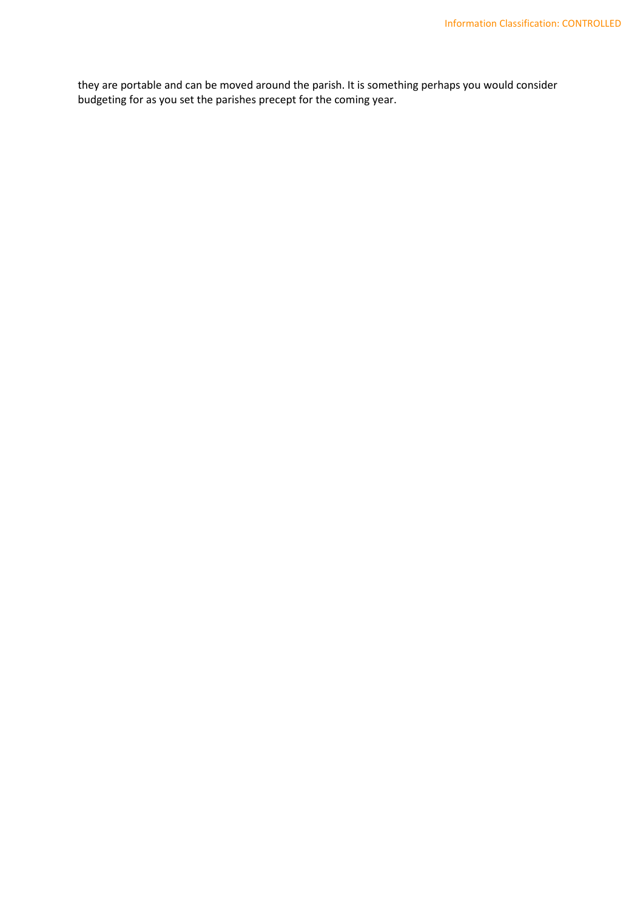they are portable and can be moved around the parish. It is something perhaps you would consider budgeting for as you set the parishes precept for the coming year.